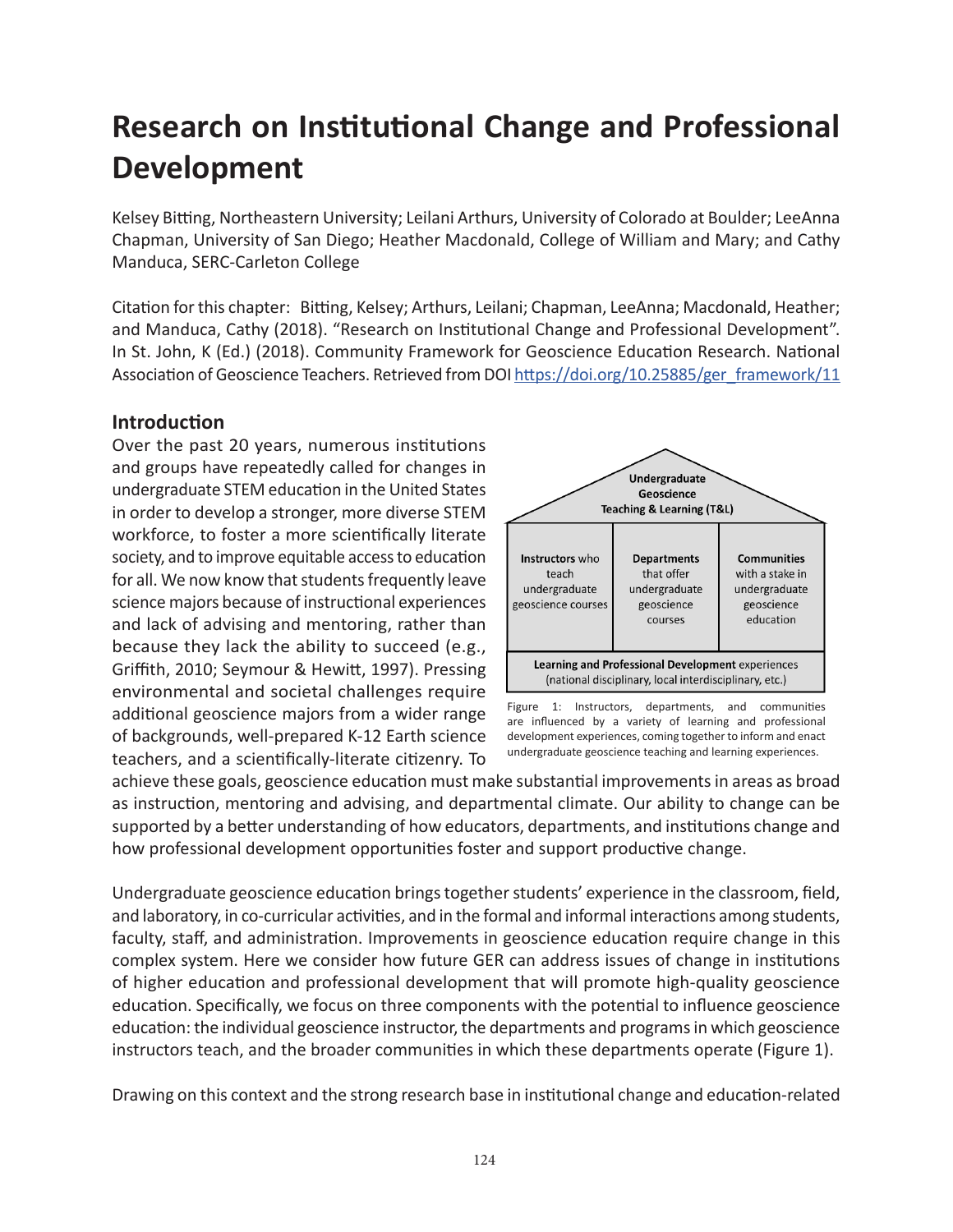# Research on Institutional Change and Professional Development

Kelsey Bitting, Northeastern University; Leilani Arthurs, University of Colorado at Boulder; LeeAnna Chapman, University of San Diego; Heather Macdonald, College of William and Mary; and Cathy Manduca, SERC-Carleton College

Citation for this chapter: Bitting, Kelsey; Arthurs, Leilani; Chapman, LeeAnna; Macdonald, Heather; and Manduca, Cathy (2018). "Research on Institutional Change and Professional Development". In St. John, K (Ed.) (2018). Community Framework for Geoscience Education Research. National Association of Geoscience Teachers. Retrieved from DOI https://doi.org/10.25885/ger_framework/11

## Introduction

Over the past 20 years, numerous institutions and groups have repeatedly called for changes in undergraduate STEM education in the United States in order to develop a stronger, more diverse STEM workforce, to foster a more scientifically literate society, and to improve equitable access to education for all. We now know that students frequently leave science majors because of instructional experiences and lack of advising and mentoring, rather than because they lack the ability to succeed (e.g., Griffith, 2010; Seymour & Hewitt, 1997). Pressing environmental and societal challenges require additional geoscience majors from a wider range of backgrounds, well-prepared K-12 Earth science teachers, and a scientifically-literate citizenry. To achieve these goals, geoscience education must make substantial improvements in areas as broad as instruction, mentoring and advising, and departmental climate. Our ability to change can be supported by a better understanding of how educators, departments, and institutions change and how professional development opportunities foster and support productive change.

Figure 1: Instructors, departments, and communities are influenced by a variety of learning and professional development experiences, coming together to inform and enact undergraduate geoscience teaching and learning experiences.

Undergraduate geoscience education brings together students' experience in the classroom, field, and laboratory, in co-curricular activities, and in the formal and informal interactions among students, faculty, staff, and administration. Improvements in geoscience education require change in this complex system. Here we consider how future GER can address issues of change in institutions of higher education and professional development that will promote high-quality geoscience education. Specifically, we focus on three components with the potential to influence geoscience education: the individual geoscience instructor, the departments and programs in which geoscience instructors teach, and the broader communities in which these departments operate (Figure 1).

Drawing on this context and the strong research base in institutional change and education-related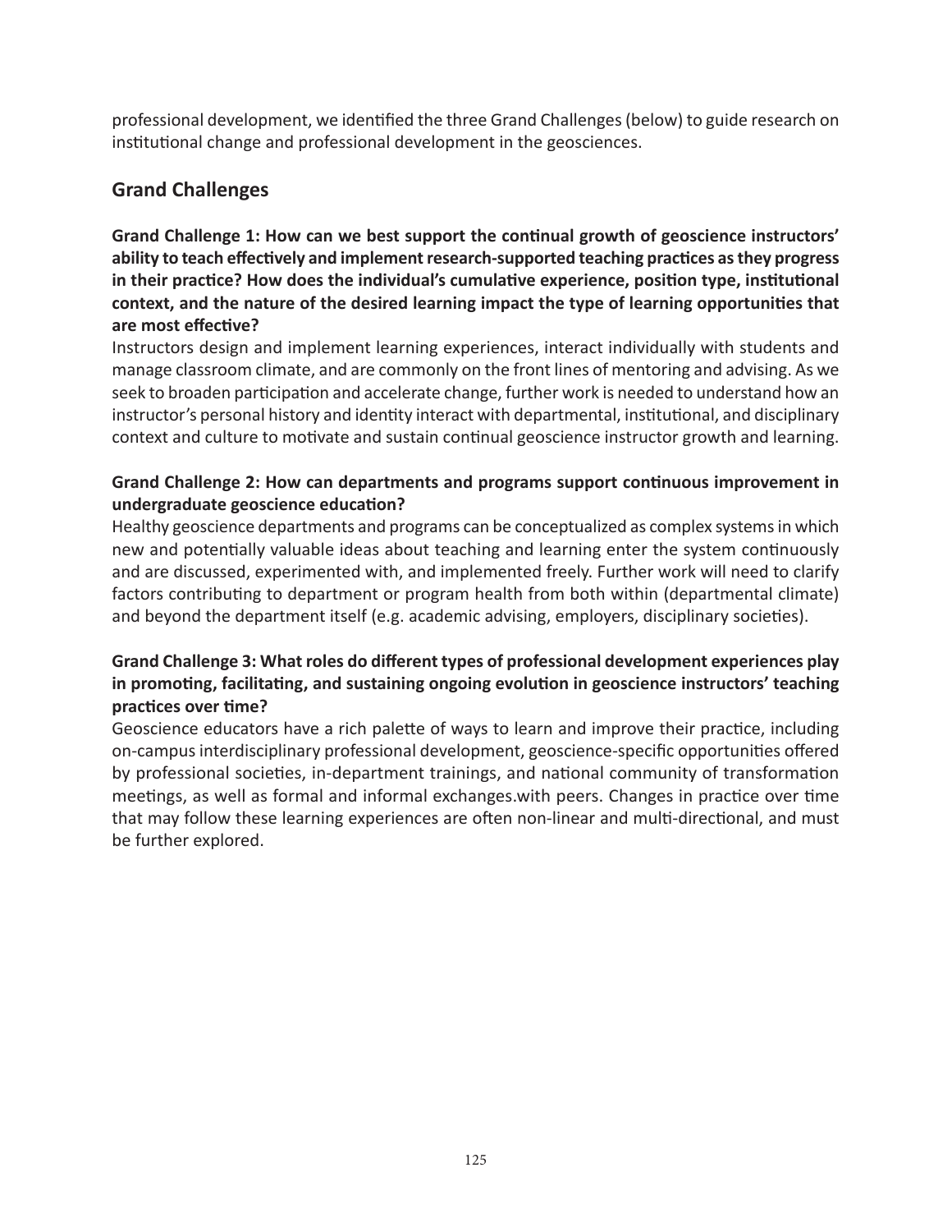professional development, we identified the three Grand Challenges (below) to guide research on institutional change and professional development in the geosciences.

## Grand Challenges

**Grand Challenge 1: How can we best support the continual growth of geoscience instructors' ability to teach effectively and implement research-supported teaching practices as they progress in their practice? How does the individual's cumulative experience, position type, institutional context, and the nature of the desired learning impact the type of learning opportunities that are most effective?**

Instructors design and implement learning experiences, interact individually with students and manage classroom climate, and are commonly on the front lines of mentoring and advising. As we seek to broaden participation and accelerate change, further work is needed to understand how an instructor's personal history and identity interact with departmental, institutional, and disciplinary context and culture to motivate and sustain continual geoscience instructor growth and learning.

**Grand Challenge 2: How can departments and programs support continuous improvement in undergraduate geoscience education?**

Healthy geoscience departments and programs can be conceptualized as complex systems in which new and potentially valuable ideas about teaching and learning enter the system continuously and are discussed, experimented with, and implemented freely. Further work will need to clarify factors contributing to department or program health from both within (departmental climate) and beyond the department itself (e.g. academic advising, employers, disciplinary societies).

**Grand Challenge 3: What roles do different types of professional development experiences play in promoting, facilitating, and sustaining ongoing evolution in geoscience instructors' teaching practices over time?**

Geoscience educators have a rich palette of ways to learn and improve their practice, including on-campus interdisciplinary professional development, geoscience-specific opportunities offered by professional societies, in-department trainings, and national community of transformation meetings, as well as formal and informal exchanges.with peers. Changes in practice over time that may follow these learning experiences are often non-linear and multi-directional, and must be further explored.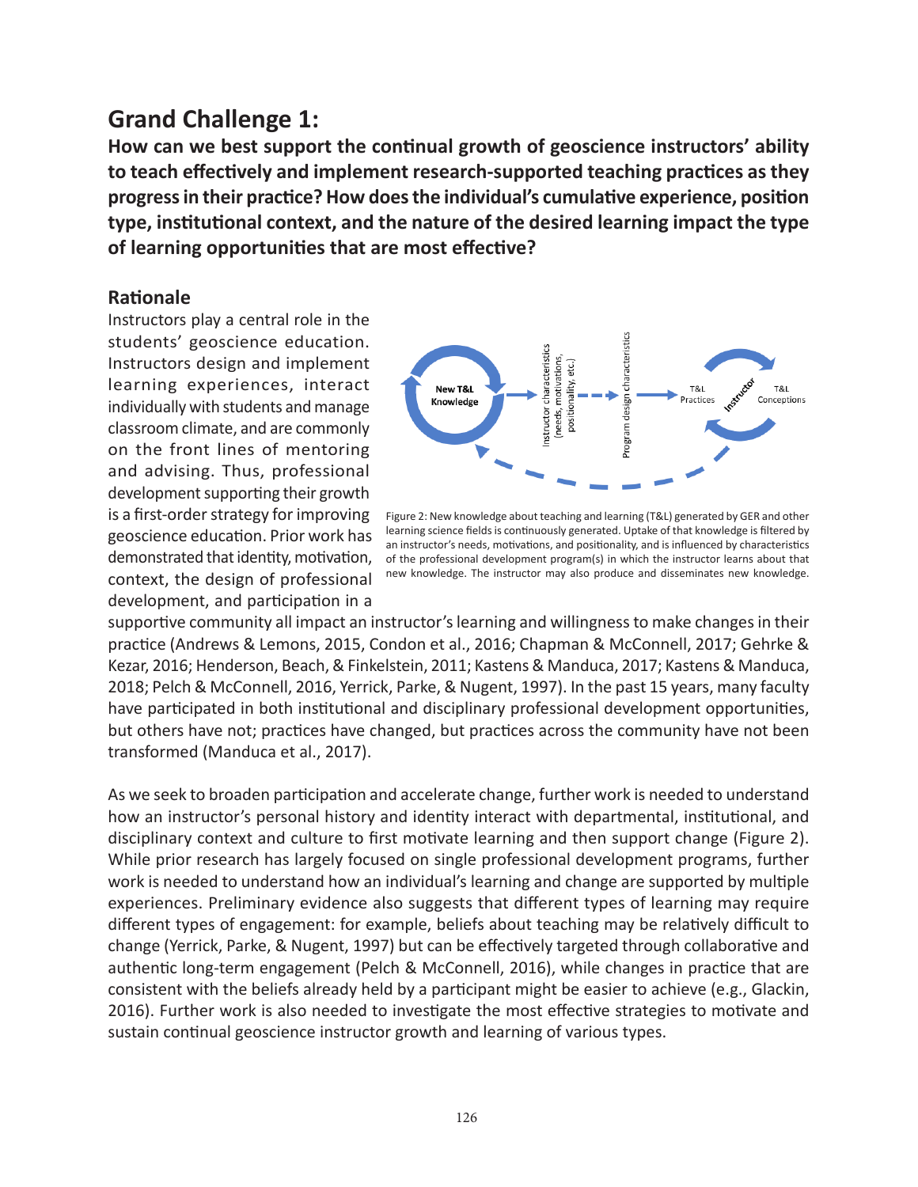## Grand Challenge 1:

**How can we best support the continual growth of geoscience instructors' ability to teach effectively and implement research-supported teaching practices as they progress in their practice? How does the individual's cumulative experience, position type, institutional context, and the nature of the desired learning impact the type of learning opportunities that are most effective?**

### Rationale

Instructors play a central role in the students' geoscience education. Instructors design and implement learning experiences, interact individually with students and manage classroom climate, and are commonly on the front lines of mentoring and advising. Thus, professional development supporting their growth is a first-order strategy for improving geoscience education. Prior work has demonstrated that identity, motivation, context, the design of professional development, and participation in a supportive community all impact an instructor's learning and willingness to make changes in their practice (Andrews & Lemons, 2015, Condon et al., 2016; Chapman & McConnell, 2017; Gehrke & Kezar, 2016; Henderson, Beach, & Finkelstein, 2011; Kastens & Manduca, 2017; Kastens & Manduca, 2018; Pelch & McConnell, 2016, Yerrick, Parke, & Nugent, 1997). In the past 15 years, many faculty have participated in both institutional and disciplinary professional development opportunities, but others have not; practices have changed, but practices across the community have not been transformed (Manduca et al., 2017).

Figure 2: New knowledge about teaching and learning (T&L) generated by GER and other learning science fields is continuously generated. Uptake of that knowledge is filtered by an instructor's needs, motivations, and positionality, and is influenced by characteristics of the professional development program(s) in which the instructor learns about that new knowledge. The instructor may also produce and disseminates new knowledge.

As we seek to broaden participation and accelerate change, further work is needed to understand how an instructor's personal history and identity interact with departmental, institutional, and disciplinary context and culture to first motivate learning and then support change (Figure 2). While prior research has largely focused on single professional development programs, further work is needed to understand how an individual's learning and change are supported by multiple experiences. Preliminary evidence also suggests that different types of learning may require different types of engagement: for example, beliefs about teaching may be relatively difficult to change (Yerrick, Parke, & Nugent, 1997) but can be effectively targeted through collaborative and authentic long-term engagement (Pelch & McConnell, 2016), while changes in practice that are consistent with the beliefs already held by a participant might be easier to achieve (e.g., Glackin, 2016). Further work is also needed to investigate the most effective strategies to motivate and sustain continual geoscience instructor growth and learning of various types.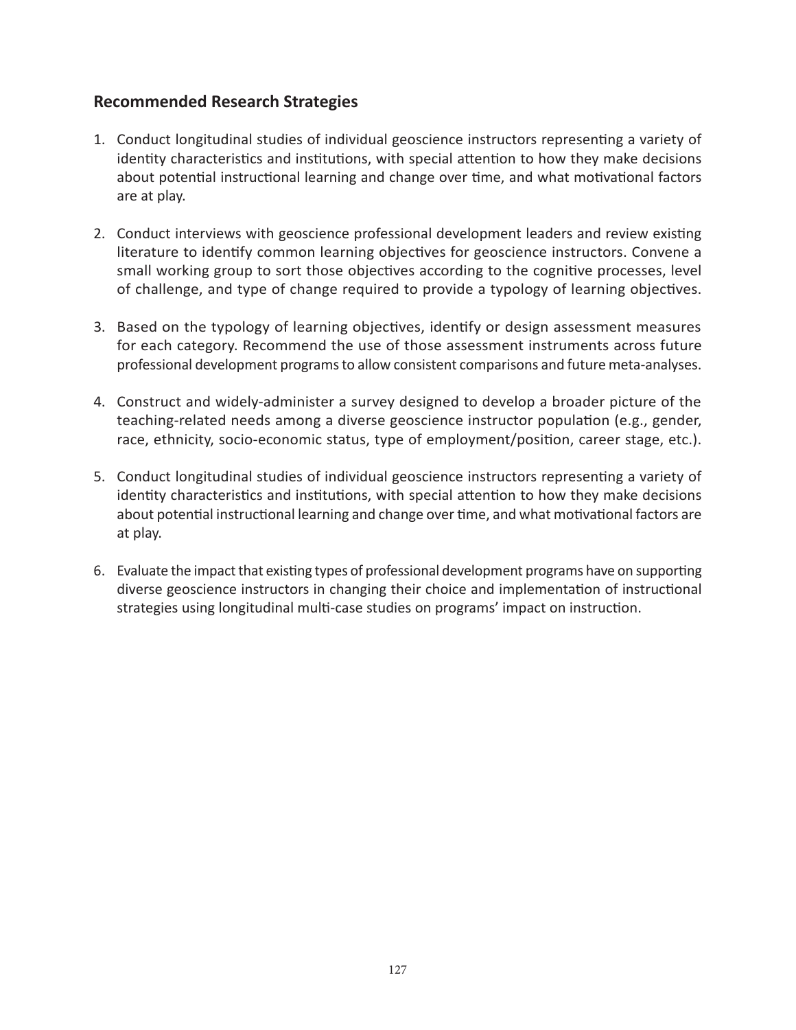## Recommended Research Strategies

1. Conduct longitudinal studies of individual geoscience instructors representing a variety of identity characteristics and institutions, with special attention to how they make decisions about potential instructional learning and change over time, and what motivational factors are at play.

2. Conduct interviews with geoscience professional development leaders and review existing literature to identify common learning objectives for geoscience instructors. Convene a small working group to sort those objectives according to the cognitive processes, level of challenge, and type of change required to provide a typology of learning objectives.

3. Based on the typology of learning objectives, identify or design assessment measures for each category. Recommend the use of those assessment instruments across future professional development programs to allow consistent comparisons and future meta-analyses.

4. Construct and widely-administer a survey designed to develop a broader picture of the teaching-related needs among a diverse geoscience instructor population (e.g., gender, race, ethnicity, socio-economic status, type of employment/position, career stage, etc.).

5. Conduct longitudinal studies of individual geoscience instructors representing a variety of identity characteristics and institutions, with special attention to how they make decisions about potential instructional learning and change over time, and what motivational factors are at play.

6. Evaluate the impact that existing types of professional development programs have on supporting diverse geoscience instructors in changing their choice and implementation of instructional strategies using longitudinal multi-case studies on programs' impact on instruction.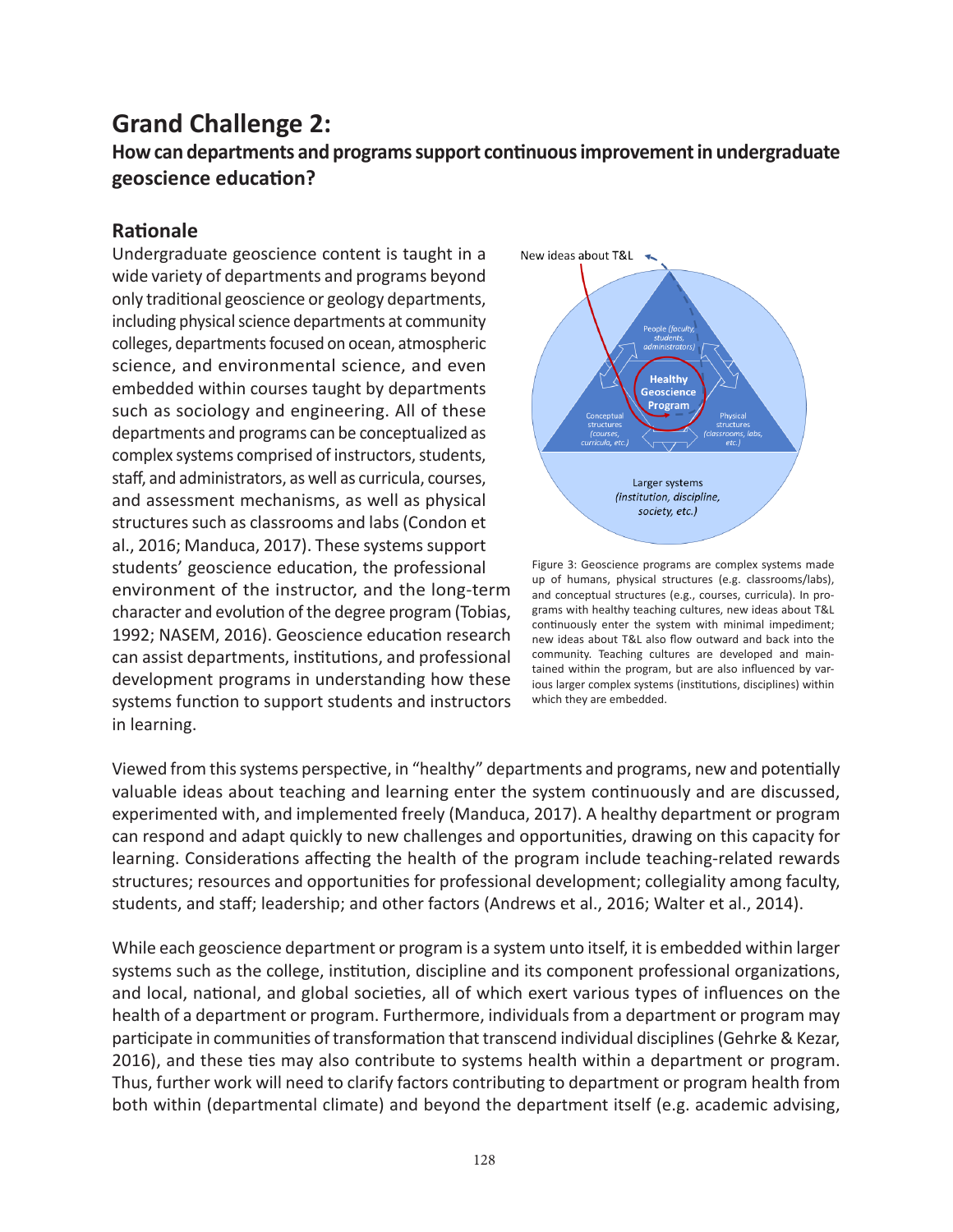# Grand Challenge 2:

## How can departments and programs support continuous improvement in undergraduate geoscience education?

### Rationale

Undergraduate geoscience content is taught in a wide variety of departments and programs beyond only traditional geoscience or geology departments, including physical science departments at community colleges, departments focused on ocean, atmospheric science, and environmental science, and even embedded within courses taught by departments such as sociology and engineering. All of these departments and programs can be conceptualized as complex systems comprised of instructors, students, staff, and administrators, as well as curricula, courses, and assessment mechanisms, as well as physical structures such as classrooms and labs (Condon et al., 2016; Manduca, 2017). These systems support students' geoscience education, the professional environment of the instructor, and the long-term character and evolution of the degree program (Tobias, 1992; NASEM, 2016). Geoscience education research can assist departments, institutions, and professional development programs in understanding how these systems function to support students and instructors in learning.

Figure 3: Geoscience programs are complex systems made up of humans, physical structures (e.g. classrooms/labs), and conceptual structures (e.g., courses, curricula). In programs with healthy teaching cultures, new ideas about T&L continuously enter the system with minimal impediment; new ideas about T&L also flow outward and back into the community. Teaching cultures are developed and maintained within the program, but are also influenced by various larger complex systems (institutions, disciplines) within which they are embedded.

Viewed from this systems perspective, in "healthy" departments and programs, new and potentially valuable ideas about teaching and learning enter the system continuously and are discussed, experimented with, and implemented freely (Manduca, 2017). A healthy department or program can respond and adapt quickly to new challenges and opportunities, drawing on this capacity for learning. Considerations affecting the health of the program include teaching-related rewards structures; resources and opportunities for professional development; collegiality among faculty, students, and staff; leadership; and other factors (Andrews et al., 2016; Walter et al., 2014).

While each geoscience department or program is a system unto itself, it is embedded within larger systems such as the college, institution, discipline and its component professional organizations, and local, national, and global societies, all of which exert various types of influences on the health of a department or program. Furthermore, individuals from a department or program may participate in communities of transformation that transcend individual disciplines (Gehrke & Kezar, 2016), and these ties may also contribute to systems health within a department or program. Thus, further work will need to clarify factors contributing to department or program health from both within (departmental climate) and beyond the department itself (e.g. academic advising,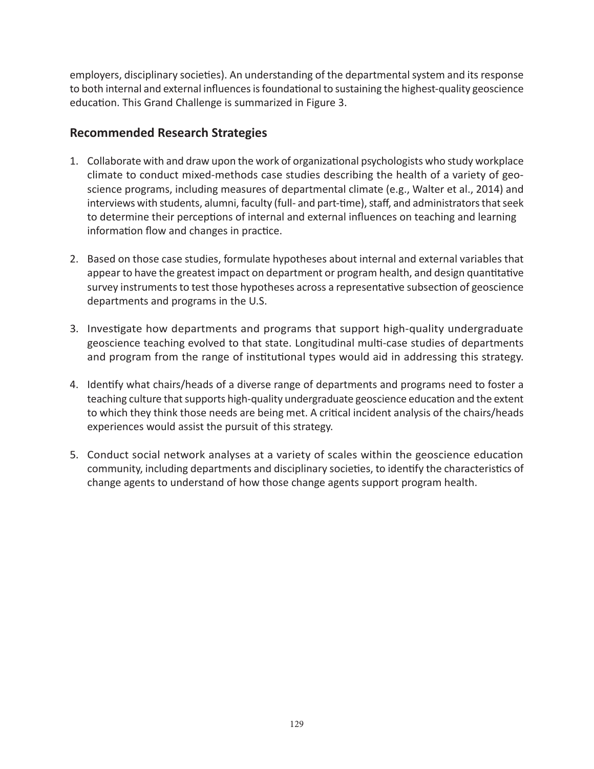employers, disciplinary societies). An understanding of the departmental system and its response to both internal and external influences is foundational to sustaining the highest-quality geoscience education. This Grand Challenge is summarized in Figure 3.

## Recommended Research Strategies

1. Collaborate with and draw upon the work of organizational psychologists who study workplace climate to conduct mixed-methods case studies describing the health of a variety of geoscience programs, including measures of departmental climate (e.g., Walter et al., 2014) and interviews with students, alumni, faculty (full- and part-time), staff, and administrators that seek to determine their perceptions of internal and external influences on teaching and learning information flow and changes in practice.

2. Based on those case studies, formulate hypotheses about internal and external variables that appear to have the greatest impact on department or program health, and design quantitative survey instruments to test those hypotheses across a representative subsection of geoscience departments and programs in the U.S.

3. Investigate how departments and programs that support high-quality undergraduate geoscience teaching evolved to that state. Longitudinal multi-case studies of departments and program from the range of institutional types would aid in addressing this strategy.

4. Identify what chairs/heads of a diverse range of departments and programs need to foster a teaching culture that supports high-quality undergraduate geoscience education and the extent to which they think those needs are being met. A critical incident analysis of the chairs/heads experiences would assist the pursuit of this strategy.

5. Conduct social network analyses at a variety of scales within the geoscience education community, including departments and disciplinary societies, to identify the characteristics of change agents to understand of how those change agents support program health.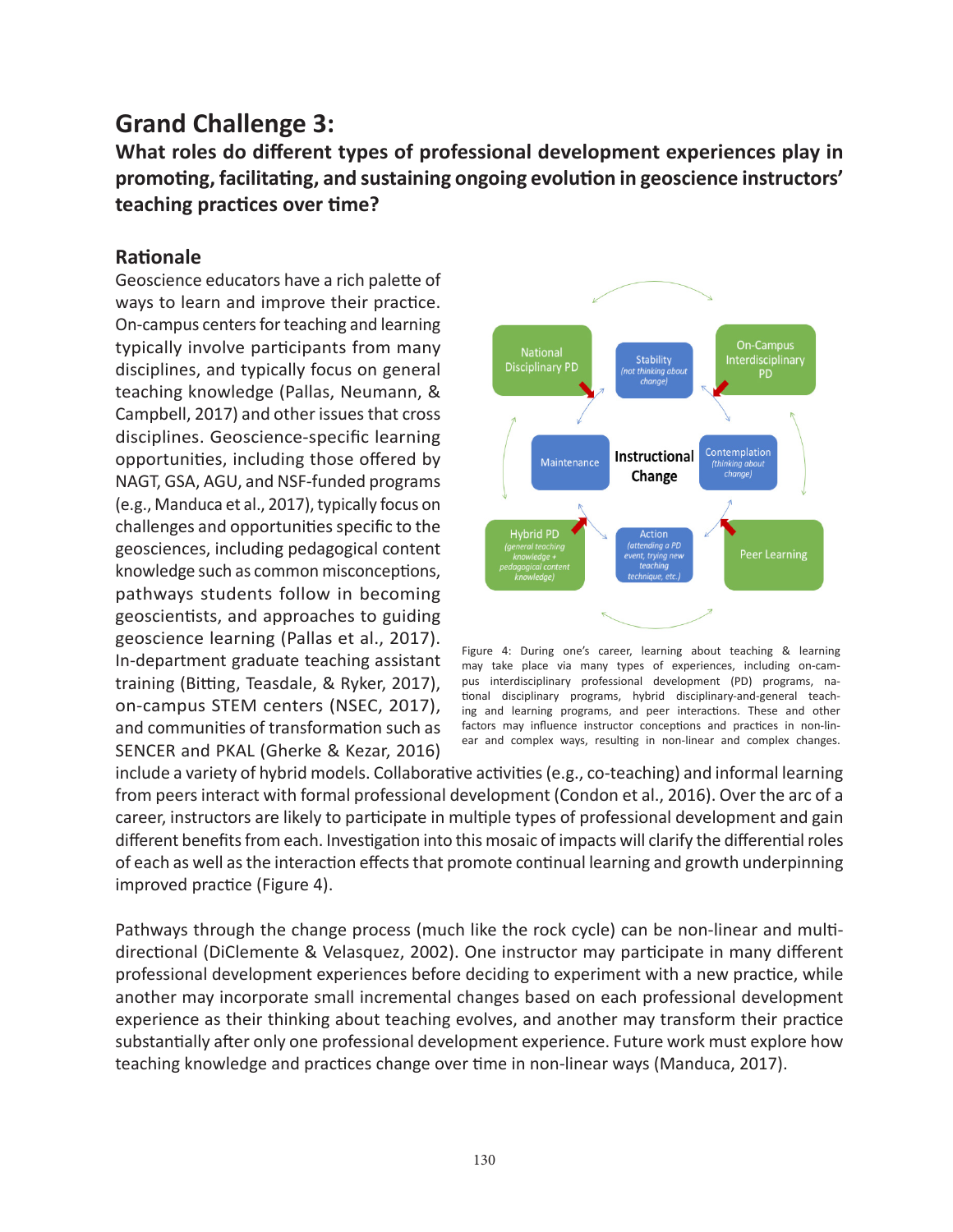# Grand Challenge 3:

## What roles do different types of professional development experiences play in promoting, facilitating, and sustaining ongoing evolution in geoscience instructors' teaching practices over time?

### Rationale

Geoscience educators have a rich palette of ways to learn and improve their practice. On-campus centers for teaching and learning typically involve participants from many disciplines, and typically focus on general teaching knowledge (Pallas, Neumann, & Campbell, 2017) and other issues that cross disciplines. Geoscience-specific learning opportunities, including those offered by NAGT, GSA, AGU, and NSF-funded programs (e.g., Manduca et al., 2017), typically focus on challenges and opportunities specific to the geosciences, including pedagogical content knowledge such as common misconceptions, pathways students follow in becoming geoscientists, and approaches to guiding geoscience learning (Pallas et al., 2017). In-department graduate teaching assistant training (Bitting, Teasdale, & Ryker, 2017), on-campus STEM centers (NSEC, 2017), and communities of transformation such as SENCER and PKAL (Gherke & Kezar, 2016) include a variety of hybrid models. Collaborative activities (e.g., co-teaching) and informal learning from peers interact with formal professional development (Condon et al., 2016). Over the arc of a career, instructors are likely to participate in multiple types of professional development and gain different benefits from each. Investigation into this mosaic of impacts will clarify the differential roles of each as well as the interaction effects that promote continual learning and growth underpinning improved practice (Figure 4).

Figure 4: During one's career, learning about teaching & learning may take place via many types of experiences, including on-campus interdisciplinary professional development (PD) programs, national disciplinary programs, hybrid disciplinary-and-general teaching and learning programs, and peer interactions. These and other factors may influence instructor conceptions and practices in non-linear and complex ways, resulting in non-linear and complex changes.

Pathways through the change process (much like the rock cycle) can be non-linear and multi-directional (DiClemente & Velasquez, 2002). One instructor may participate in many different professional development experiences before deciding to experiment with a new practice, while another may incorporate small incremental changes based on each professional development experience as their thinking about teaching evolves, and another may transform their practice substantially after only one professional development experience. Future work must explore how teaching knowledge and practices change over time in non-linear ways (Manduca, 2017).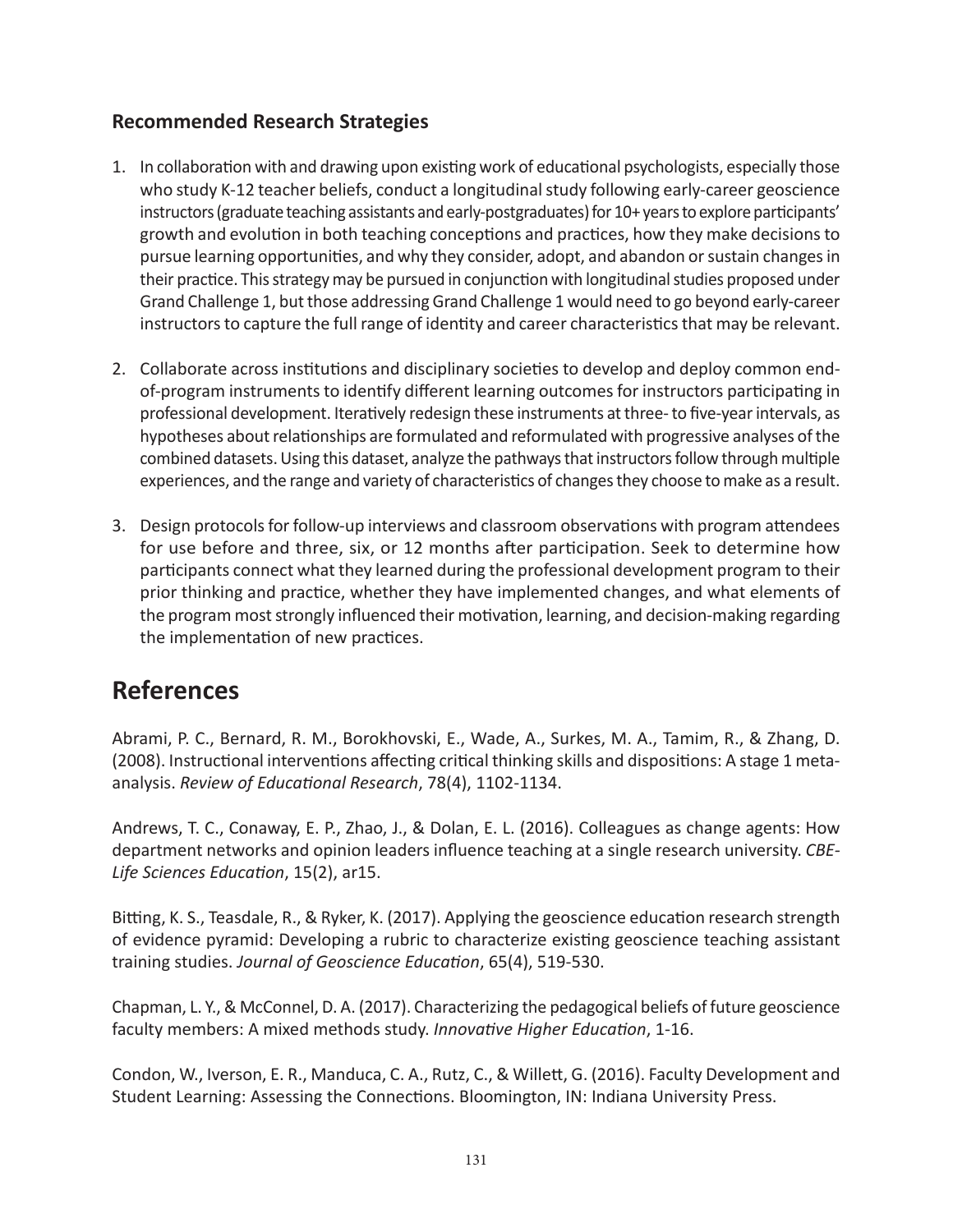### Recommended Research Strategies

1. In collaboration with and drawing upon existing work of educational psychologists, especially those who study K-12 teacher beliefs, conduct a longitudinal study following early-career geoscience instructors (graduate teaching assistants and early-postgraduates) for 10+ years to explore participants' growth and evolution in both teaching conceptions and practices, how they make decisions to pursue learning opportunities, and why they consider, adopt, and abandon or sustain changes in their practice. This strategy may be pursued in conjunction with longitudinal studies proposed under Grand Challenge 1, but those addressing Grand Challenge 1 would need to go beyond early-career instructors to capture the full range of identity and career characteristics that may be relevant.

2. Collaborate across institutions and disciplinary societies to develop and deploy common end-of-program instruments to identify different learning outcomes for instructors participating in professional development. Iteratively redesign these instruments at three- to five-year intervals, as hypotheses about relationships are formulated and reformulated with progressive analyses of the combined datasets. Using this dataset, analyze the pathways that instructors follow through multiple experiences, and the range and variety of characteristics of changes they choose to make as a result.

3. Design protocols for follow-up interviews and classroom observations with program attendees for use before and three, six, or 12 months after participation. Seek to determine how participants connect what they learned during the professional development program to their prior thinking and practice, whether they have implemented changes, and what elements of the program most strongly influenced their motivation, learning, and decision-making regarding the implementation of new practices.

## References

Abrami, P. C., Bernard, R. M., Borokhovski, E., Wade, A., Surkes, M. A., Tamim, R., & Zhang, D. (2008). Instructional interventions affecting critical thinking skills and dispositions: A stage 1 meta-analysis. *Review of Educational Research*, 78(4), 1102-1134.

Andrews, T. C., Conaway, E. P., Zhao, J., & Dolan, E. L. (2016). Colleagues as change agents: How department networks and opinion leaders influence teaching at a single research university. *CBE-Life Sciences Education*, 15(2), ar15.

Bitting, K. S., Teasdale, R., & Ryker, K. (2017). Applying the geoscience education research strength of evidence pyramid: Developing a rubric to characterize existing geoscience teaching assistant training studies. *Journal of Geoscience Education*, 65(4), 519-530.

Chapman, L. Y., & McConnel, D. A. (2017). Characterizing the pedagogical beliefs of future geoscience faculty members: A mixed methods study. *Innovative Higher Education*, 1-16.

Condon, W., Iverson, E. R., Manduca, C. A., Rutz, C., & Willett, G. (2016). Faculty Development and Student Learning: Assessing the Connections. Bloomington, IN: Indiana University Press.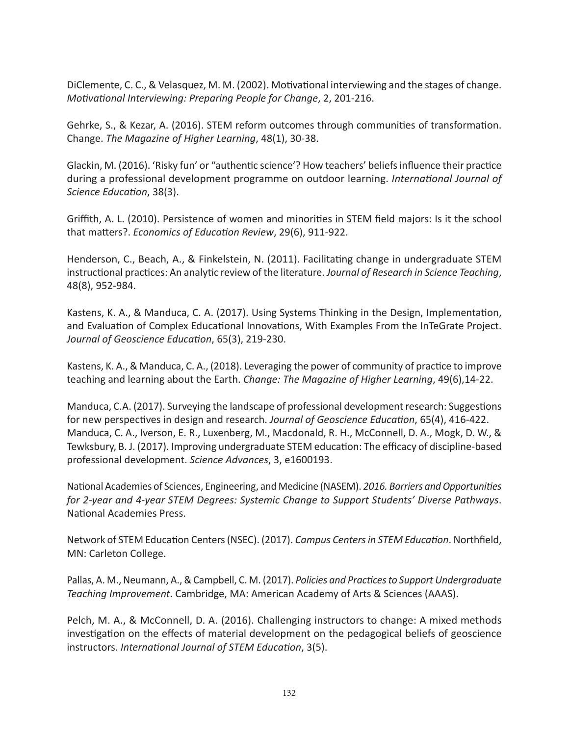DiClemente, C. C., & Velasquez, M. M. (2002). Motivational interviewing and the stages of change. *Motivational Interviewing: Preparing People for Change*, 2, 201-216.

Gehrke, S., & Kezar, A. (2016). STEM reform outcomes through communities of transformation. Change. *The Magazine of Higher Learning*, 48(1), 30-38.

Glackin, M. (2016). 'Risky fun' or "authentic science'? How teachers' beliefs influence their practice during a professional development programme on outdoor learning. *International Journal of Science Education*, 38(3).

Griffith, A. L. (2010). Persistence of women and minorities in STEM field majors: Is it the school that matters?. *Economics of Education Review*, 29(6), 911-922.

Henderson, C., Beach, A., & Finkelstein, N. (2011). Facilitating change in undergraduate STEM instructional practices: An analytic review of the literature. *Journal of Research in Science Teaching*, 48(8), 952-984.

Kastens, K. A., & Manduca, C. A. (2017). Using Systems Thinking in the Design, Implementation, and Evaluation of Complex Educational Innovations, With Examples From the InTeGrate Project. *Journal of Geoscience Education*, 65(3), 219-230.

Kastens, K. A., & Manduca, C. A., (2018). Leveraging the power of community of practice to improve teaching and learning about the Earth. *Change: The Magazine of Higher Learning*, 49(6),14-22.

Manduca, C.A. (2017). Surveying the landscape of professional development research: Suggestions for new perspectives in design and research. *Journal of Geoscience Education*, 65(4), 416-422.
Manduca, C. A., Iverson, E. R., Luxenberg, M., Macdonald, R. H., McConnell, D. A., Mogk, D. W., & Tewksbury, B. J. (2017). Improving undergraduate STEM education: The efficacy of discipline-based professional development. *Science Advances*, 3, e1600193.

National Academies of Sciences, Engineering, and Medicine (NASEM). *2016. Barriers and Opportunities for 2-year and 4-year STEM Degrees: Systemic Change to Support Students' Diverse Pathways*. National Academies Press.

Network of STEM Education Centers (NSEC). (2017). *Campus Centers in STEM Education*. Northfield, MN: Carleton College.

Pallas, A. M., Neumann, A., & Campbell, C. M. (2017). *Policies and Practices to Support Undergraduate Teaching Improvement*. Cambridge, MA: American Academy of Arts & Sciences (AAAS).

Pelch, M. A., & McConnell, D. A. (2016). Challenging instructors to change: A mixed methods investigation on the effects of material development on the pedagogical beliefs of geoscience instructors. *International Journal of STEM Education*, 3(5).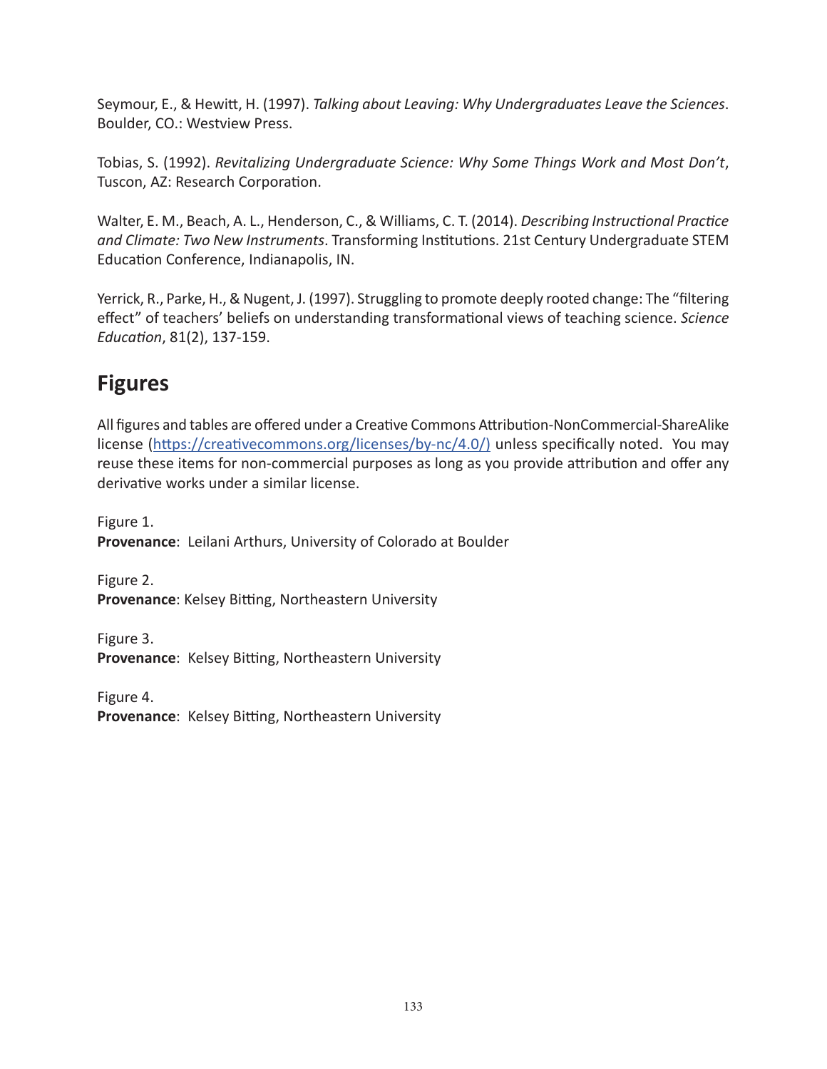Seymour, E., & Hewitt, H. (1997). *Talking about Leaving: Why Undergraduates Leave the Sciences*. Boulder, CO.: Westview Press.

Tobias, S. (1992). *Revitalizing Undergraduate Science: Why Some Things Work and Most Don't*, Tuscon, AZ: Research Corporation.

Walter, E. M., Beach, A. L., Henderson, C., & Williams, C. T. (2014). *Describing Instructional Practice and Climate: Two New Instruments*. Transforming Institutions. 21st Century Undergraduate STEM Education Conference, Indianapolis, IN.

Yerrick, R., Parke, H., & Nugent, J. (1997). Struggling to promote deeply rooted change: The "filtering effect" of teachers' beliefs on understanding transformational views of teaching science. *Science Education*, 81(2), 137-159.

## Figures

All figures and tables are offered under a Creative Commons Attribution-NonCommercial-ShareAlike license (https://creativecommons.org/licenses/by-nc/4.0/) unless specifically noted. You may reuse these items for non-commercial purposes as long as you provide attribution and offer any derivative works under a similar license.

Figure 1.
**Provenance**: Leilani Arthurs, University of Colorado at Boulder

Figure 2.
**Provenance**: Kelsey Bitting, Northeastern University

Figure 3.
**Provenance**: Kelsey Bitting, Northeastern University

Figure 4.
**Provenance**: Kelsey Bitting, Northeastern University